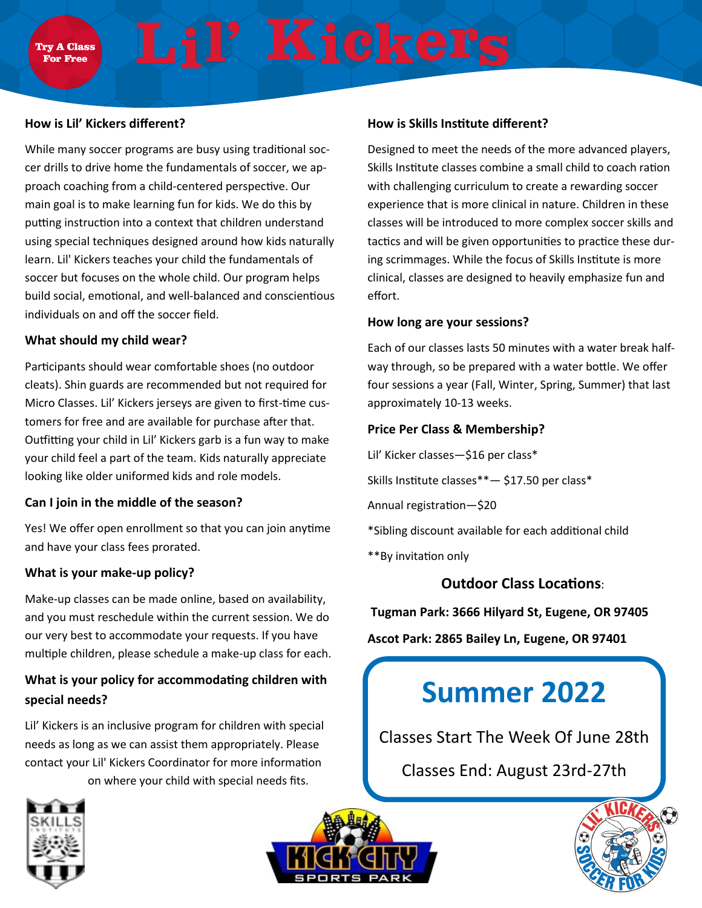Try A Class For Free

# Lil' Kickers

### How is Lil' Kickers different?

While many soccer programs are busy using traditional soccer drills to drive home the fundamentals of soccer, we approach coaching from a child-centered perspective. Our main goal is to make learning fun for kids. We do this by putting instruction into a context that children understand using special techniques designed around how kids naturally learn. Lil' Kickers teaches your child the fundamentals of soccer but focuses on the whole child. Our program helps build social, emotional, and well-balanced and conscientious individuals on and off the soccer field.

### What should my child wear?

Participants should wear comfortable shoes (no outdoor cleats). Shin guards are recommended but not required for Micro Classes. Lil' Kickers jerseys are given to first-time customers for free and are available for purchase after that. Outfitting your child in Lil' Kickers garb is a fun way to make your child feel a part of the team. Kids naturally appreciate looking like older uniformed kids and role models.

### Can I join in the middle of the season?

Yes! We offer open enrollment so that you can join anytime and have your class fees prorated.

### What is your make-up policy?

Make-up classes can be made online, based on availability, and you must reschedule within the current session. We do our very best to accommodate your requests. If you have multiple children, please schedule a make-up class for each.

### What is your policy for accommodating children with special needs?

Lil' Kickers is an inclusive program for children with special needs as long as we can assist them appropriately. Please contact your Lil' Kickers Coordinator for more information on where your child with special needs fits.

### How is Skills Institute different?

Designed to meet the needs of the more advanced players, Skills Institute classes combine a small child to coach ration with challenging curriculum to create a rewarding soccer experience that is more clinical in nature. Children in these classes will be introduced to more complex soccer skills and tactics and will be given opportunities to practice these during scrimmages. While the focus of Skills Institute is more clinical, classes are designed to heavily emphasize fun and effort.

### How long are your sessions?

Each of our classes lasts 50 minutes with a water break halfway through, so be prepared with a water bottle. We offer four sessions a year (Fall, Winter, Spring, Summer) that last approximately 10-13 weeks.

### Price Per Class & Membership?

Lil' Kicker classes—$16 per class*

Skills Institute classes**— $17.50 per class*

Annual registration—$20

*Sibling discount available for each additional child

**By invitation only

### Outdoor Class Locations:

**Tugman Park: 3666 Hilyard St, Eugene, OR 97405**

**Ascot Park: 2865 Bailey Ln, Eugene, OR 97401**

## Summer 2022

Classes Start The Week Of June 28th

Classes End: August 23rd-27th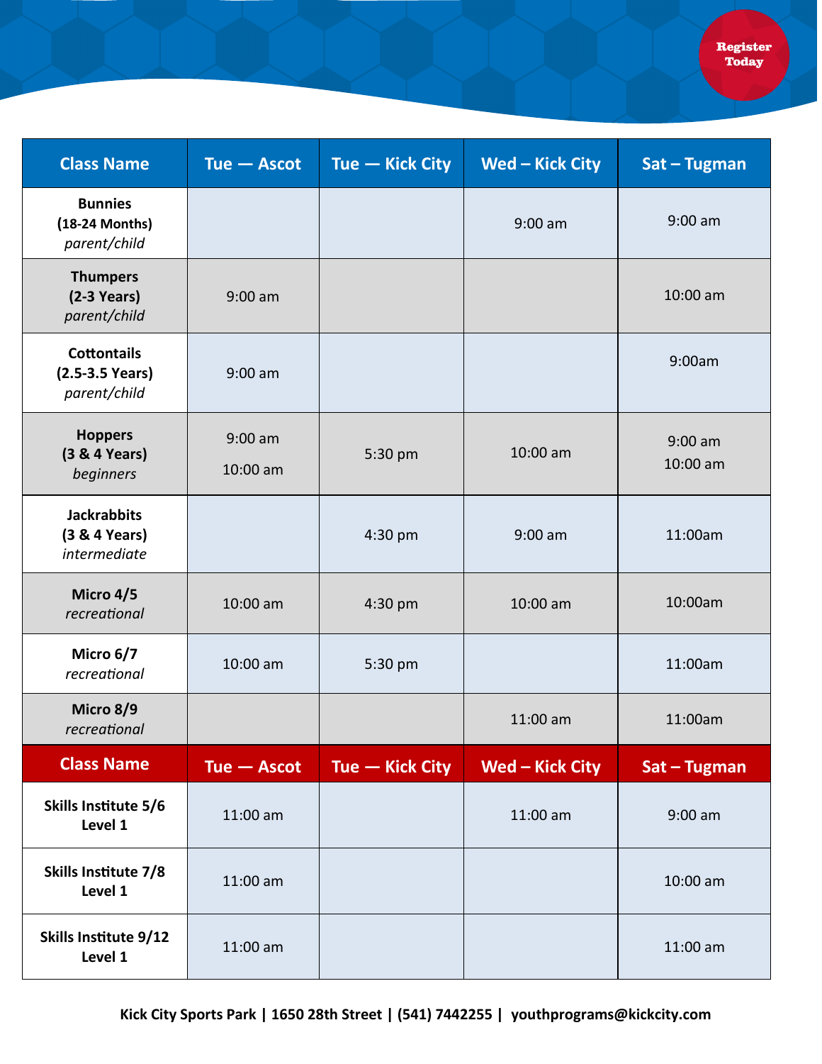Register Today

| Class Name | Tue — Ascot | Tue — Kick City | Wed – Kick City | Sat – Tugman |
|---|---|---|---|---|
| **Bunnies (18-24 Months)** *parent/child* | | | 9:00 am | 9:00 am |
| **Thumpers (2-3 Years)** *parent/child* | 9:00 am | | | 10:00 am |
| **Cottontails (2.5-3.5 Years)** *parent/child* | 9:00 am | | | 9:00am |
| **Hoppers (3 & 4 Years)** *beginners* | 9:00 am 10:00 am | 5:30 pm | 10:00 am | 9:00 am 10:00 am |
| **Jackrabbits (3 & 4 Years)** *intermediate* | | 4:30 pm | 9:00 am | 11:00am |
| **Micro 4/5** *recreational* | 10:00 am | 4:30 pm | 10:00 am | 10:00am |
| **Micro 6/7** *recreational* | 10:00 am | 5:30 pm | | 11:00am |
| **Micro 8/9** *recreational* | | | 11:00 am | 11:00am |
| **Class Name** | **Tue — Ascot** | **Tue — Kick City** | **Wed – Kick City** | **Sat – Tugman** |
| **Skills Institute 5/6 Level 1** | 11:00 am | | 11:00 am | 9:00 am |
| **Skills Institute 7/8 Level 1** | 11:00 am | | | 10:00 am |
| **Skills Institute 9/12 Level 1** | 11:00 am | | | 11:00 am |

**Kick City Sports Park | 1650 28th Street | (541) 7442255 | youthprograms@kickcity.com**